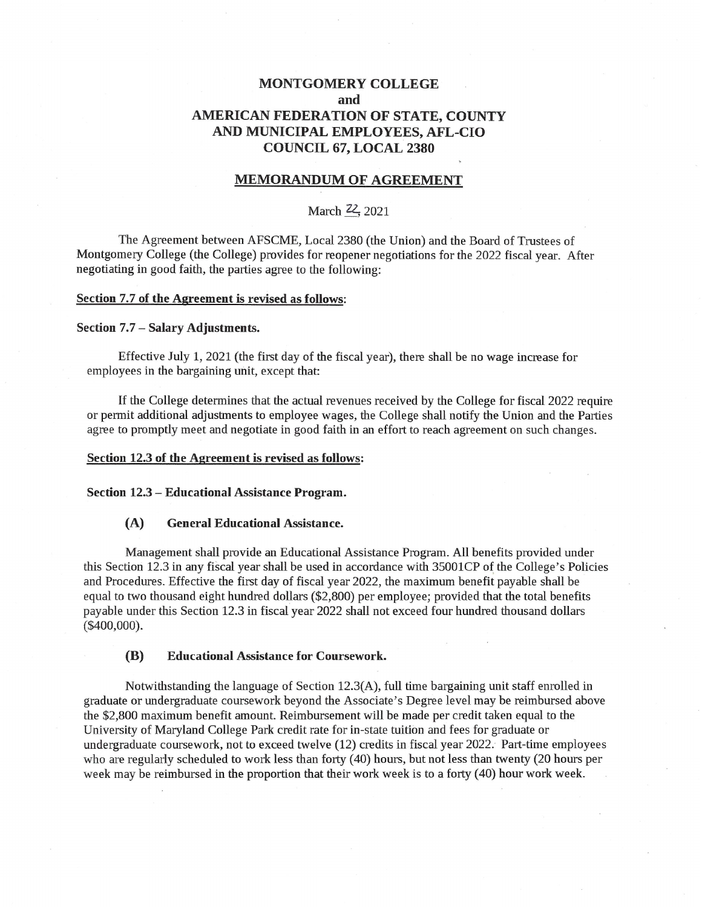# MONTGOMERY COLLEGE
## and
# AMERICAN FEDERATION OF STATE, COUNTY AND MUNICIPAL EMPLOYEES, AFL-CIO COUNCIL 67, LOCAL 2380

## MEMORANDUM OF AGREEMENT

March 22, 2021

The Agreement between AFSCME, Local 2380 (the Union) and the Board of Trustees of Montgomery College (the College) provides for reopener negotiations for the 2022 fiscal year. After negotiating in good faith, the parties agree to the following:

**Section 7.7 of the Agreement is revised as follows:**

**Section 7.7 – Salary Adjustments.**

Effective July 1, 2021 (the first day of the fiscal year), there shall be no wage increase for employees in the bargaining unit, except that:

If the College determines that the actual revenues received by the College for fiscal 2022 require or permit additional adjustments to employee wages, the College shall notify the Union and the Parties agree to promptly meet and negotiate in good faith in an effort to reach agreement on such changes.

**Section 12.3 of the Agreement is revised as follows:**

**Section 12.3 – Educational Assistance Program.**

**(A) General Educational Assistance.**

Management shall provide an Educational Assistance Program. All benefits provided under this Section 12.3 in any fiscal year shall be used in accordance with 35001CP of the College's Policies and Procedures. Effective the first day of fiscal year 2022, the maximum benefit payable shall be equal to two thousand eight hundred dollars ($2,800) per employee; provided that the total benefits payable under this Section 12.3 in fiscal year 2022 shall not exceed four hundred thousand dollars ($400,000).

**(B) Educational Assistance for Coursework.**

Notwithstanding the language of Section 12.3(A), full time bargaining unit staff enrolled in graduate or undergraduate coursework beyond the Associate's Degree level may be reimbursed above the $2,800 maximum benefit amount. Reimbursement will be made per credit taken equal to the University of Maryland College Park credit rate for in-state tuition and fees for graduate or undergraduate coursework, not to exceed twelve (12) credits in fiscal year 2022. Part-time employees who are regularly scheduled to work less than forty (40) hours, but not less than twenty (20 hours per week may be reimbursed in the proportion that their work week is to a forty (40) hour work week.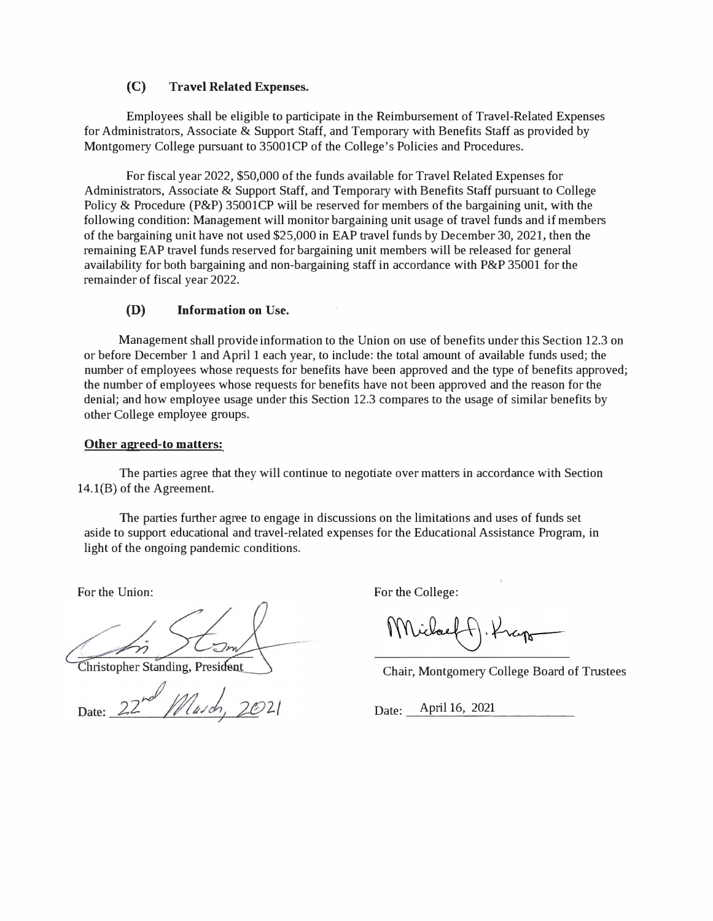### (C) Travel Related Expenses.

Employees shall be eligible to participate in the Reimbursement of Travel-Related Expenses for Administrators, Associate & Support Staff, and Temporary with Benefits Staff as provided by Montgomery College pursuant to 35001CP of the College's Policies and Procedures.

For fiscal year 2022, $50,000 of the funds available for Travel Related Expenses for Administrators, Associate & Support Staff, and Temporary with Benefits Staff pursuant to College Policy & Procedure (P&P) 35001CP will be reserved for members of the bargaining unit, with the following condition: Management will monitor bargaining unit usage of travel funds and if members of the bargaining unit have not used $25,000 in EAP travel funds by December 30, 2021, then the remaining EAP travel funds reserved for bargaining unit members will be released for general availability for both bargaining and non-bargaining staff in accordance with P&P 35001 for the remainder of fiscal year 2022.

### (D) Information on Use.

Management shall provide information to the Union on use of benefits under this Section 12.3 on or before December 1 and April 1 each year, to include: the total amount of available funds used; the number of employees whose requests for benefits have been approved and the type of benefits approved; the number of employees whose requests for benefits have not been approved and the reason for the denial; and how employee usage under this Section 12.3 compares to the usage of similar benefits by other College employee groups.

**Other agreed-to matters:**

The parties agree that they will continue to negotiate over matters in accordance with Section 14.1(B) of the Agreement.

The parties further agree to engage in discussions on the limitations and uses of funds set aside to support educational and travel-related expenses for the Educational Assistance Program, in light of the ongoing pandemic conditions.

For the Union:

Christopher Standing, President

Date: 22nd March, 2021

For the College:

Chair, Montgomery College Board of Trustees

Date: April 16, 2021